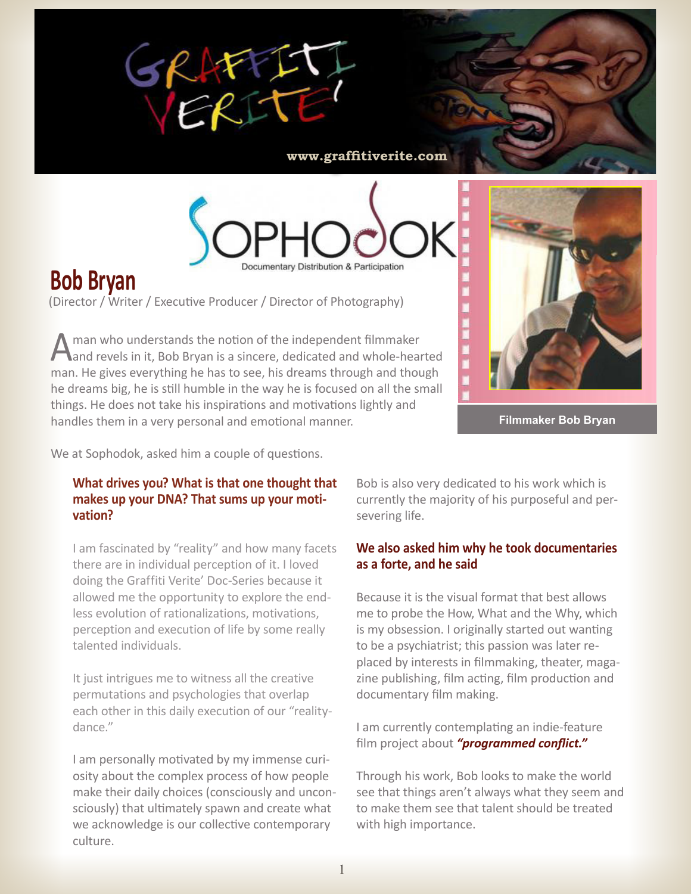GRAFFITI VERITE'

www.graffitiverite.com

SOPHODOK

Documentary Distribution & Participation

# Bob Bryan

(Director / Writer / Executive Producer / Director of Photography)

A man who understands the notion of the independent filmmaker and revels in it, Bob Bryan is a sincere, dedicated and whole-hearted man. He gives everything he has to see, his dreams through and though he dreams big, he is still humble in the way he is focused on all the small things. He does not take his inspirations and motivations lightly and handles them in a very personal and emotional manner.

Filmmaker Bob Bryan

We at Sophodok, asked him a couple of questions.

### What drives you? What is that one thought that makes up your DNA? That sums up your motivation?

I am fascinated by "reality" and how many facets there are in individual perception of it. I loved doing the Graffiti Verite' Doc-Series because it allowed me the opportunity to explore the endless evolution of rationalizations, motivations, perception and execution of life by some really talented individuals.

It just intrigues me to witness all the creative permutations and psychologies that overlap each other in this daily execution of our "reality-dance."

I am personally motivated by my immense curiosity about the complex process of how people make their daily choices (consciously and unconsciously) that ultimately spawn and create what we acknowledge is our collective contemporary culture.

Bob is also very dedicated to his work which is currently the majority of his purposeful and persevering life.

### We also asked him why he took documentaries as a forte, and he said

Because it is the visual format that best allows me to probe the How, What and the Why, which is my obsession. I originally started out wanting to be a psychiatrist; this passion was later replaced by interests in filmmaking, theater, magazine publishing, film acting, film production and documentary film making.

I am currently contemplating an indie-feature film project about ***"programmed conflict."***

Through his work, Bob looks to make the world see that things aren't always what they seem and to make them see that talent should be treated with high importance.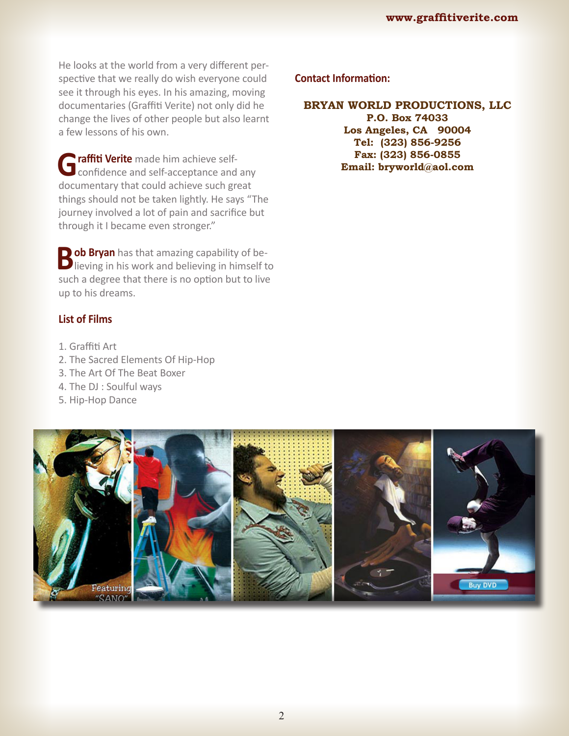He looks at the world from a very different perspective that we really do wish everyone could see it through his eyes. In his amazing, moving documentaries (Graffiti Verite) not only did he change the lives of other people but also learnt a few lessons of his own.

**Graffiti Verite** made him achieve self-confidence and self-acceptance and any documentary that could achieve such great things should not be taken lightly. He says "The journey involved a lot of pain and sacrifice but through it I became even stronger."

**Bob Bryan** has that amazing capability of believing in his work and believing in himself to such a degree that there is no option but to live up to his dreams.

## List of Films

1. Graffiti Art
2. The Sacred Elements Of Hip-Hop
3. The Art Of The Beat Boxer
4. The DJ : Soulful ways
5. Hip-Hop Dance

## Contact Information:

**BRYAN WORLD PRODUCTIONS, LLC**
**P.O. Box 74033**
**Los Angeles, CA 90004**
**Tel: (323) 856-9256**
**Fax: (323) 856-0855**
**Email: bryworld@aol.com**